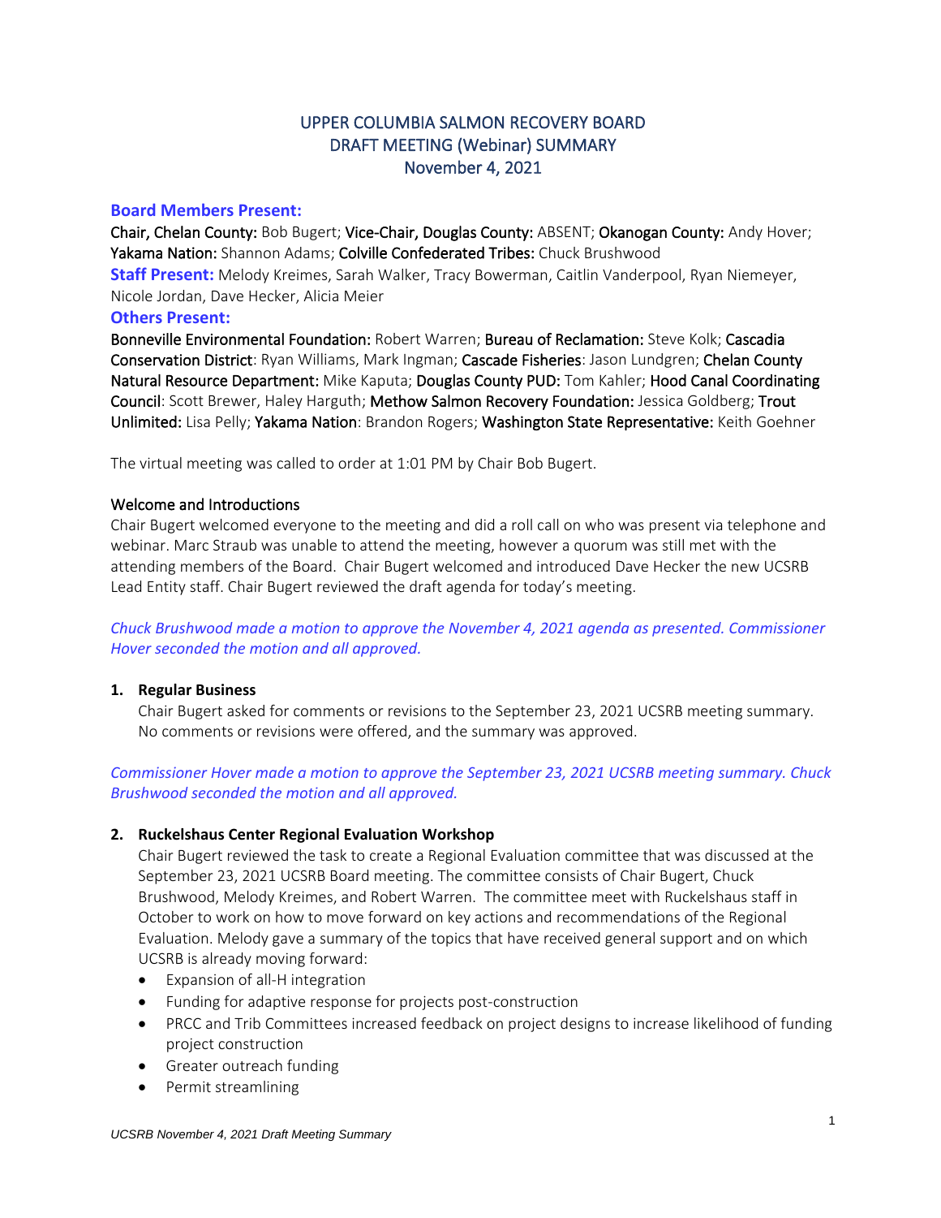# UPPER COLUMBIA SALMON RECOVERY BOARD
## DRAFT MEETING (Webinar) SUMMARY
## November 4, 2021

**Board Members Present:**
**Chair, Chelan County:** Bob Bugert; **Vice-Chair, Douglas County:** ABSENT; **Okanogan County:** Andy Hover; **Yakama Nation:** Shannon Adams; **Colville Confederated Tribes:** Chuck Brushwood
**Staff Present:** Melody Kreimes, Sarah Walker, Tracy Bowerman, Caitlin Vanderpool, Ryan Niemeyer, Nicole Jordan, Dave Hecker, Alicia Meier
**Others Present:**
**Bonneville Environmental Foundation:** Robert Warren; **Bureau of Reclamation:** Steve Kolk; **Cascadia Conservation District**: Ryan Williams, Mark Ingman; **Cascade Fisheries**: Jason Lundgren; **Chelan County Natural Resource Department:** Mike Kaputa; **Douglas County PUD:** Tom Kahler; **Hood Canal Coordinating Council**: Scott Brewer, Haley Harguth; **Methow Salmon Recovery Foundation:** Jessica Goldberg; **Trout Unlimited:** Lisa Pelly; **Yakama Nation**: Brandon Rogers; **Washington State Representative:** Keith Goehner

The virtual meeting was called to order at 1:01 PM by Chair Bob Bugert.

Welcome and Introductions
Chair Bugert welcomed everyone to the meeting and did a roll call on who was present via telephone and webinar. Marc Straub was unable to attend the meeting, however a quorum was still met with the attending members of the Board. Chair Bugert welcomed and introduced Dave Hecker the new UCSRB Lead Entity staff. Chair Bugert reviewed the draft agenda for today's meeting.

*Chuck Brushwood made a motion to approve the November 4, 2021 agenda as presented. Commissioner Hover seconded the motion and all approved.*

1. **Regular Business**
   Chair Bugert asked for comments or revisions to the September 23, 2021 UCSRB meeting summary. No comments or revisions were offered, and the summary was approved.

*Commissioner Hover made a motion to approve the September 23, 2021 UCSRB meeting summary. Chuck Brushwood seconded the motion and all approved.*

2. **Ruckelshaus Center Regional Evaluation Workshop**
   Chair Bugert reviewed the task to create a Regional Evaluation committee that was discussed at the September 23, 2021 UCSRB Board meeting. The committee consists of Chair Bugert, Chuck Brushwood, Melody Kreimes, and Robert Warren. The committee meet with Ruckelshaus staff in October to work on how to move forward on key actions and recommendations of the Regional Evaluation. Melody gave a summary of the topics that have received general support and on which UCSRB is already moving forward:
   - Expansion of all-H integration
   - Funding for adaptive response for projects post-construction
   - PRCC and Trib Committees increased feedback on project designs to increase likelihood of funding project construction
   - Greater outreach funding
   - Permit streamlining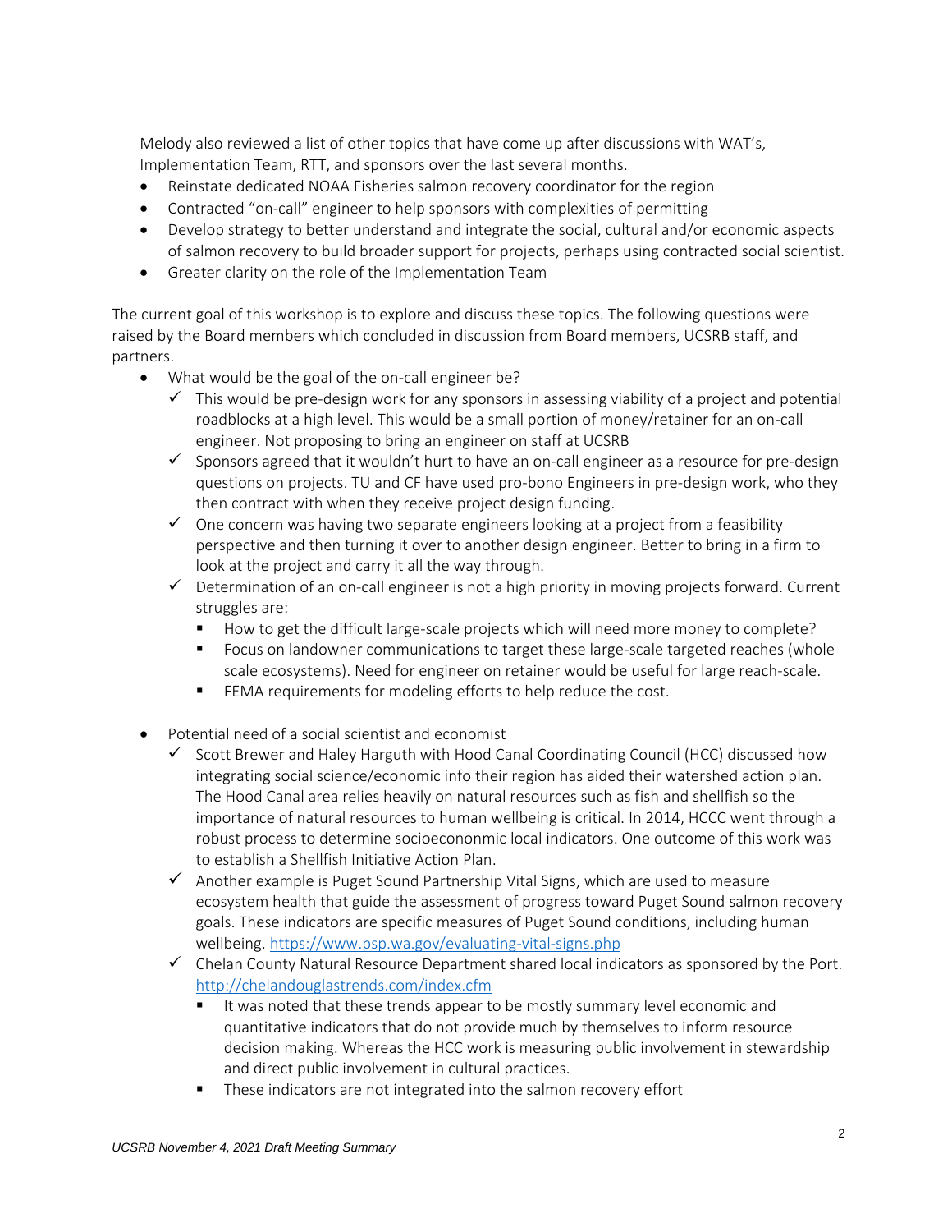Melody also reviewed a list of other topics that have come up after discussions with WAT's, Implementation Team, RTT, and sponsors over the last several months.

- Reinstate dedicated NOAA Fisheries salmon recovery coordinator for the region
- Contracted "on-call" engineer to help sponsors with complexities of permitting
- Develop strategy to better understand and integrate the social, cultural and/or economic aspects of salmon recovery to build broader support for projects, perhaps using contracted social scientist.
- Greater clarity on the role of the Implementation Team

The current goal of this workshop is to explore and discuss these topics. The following questions were raised by the Board members which concluded in discussion from Board members, UCSRB staff, and partners.

- What would be the goal of the on-call engineer be?
  - ✓ This would be pre-design work for any sponsors in assessing viability of a project and potential roadblocks at a high level. This would be a small portion of money/retainer for an on-call engineer. Not proposing to bring an engineer on staff at UCSRB
  - ✓ Sponsors agreed that it wouldn't hurt to have an on-call engineer as a resource for pre-design questions on projects. TU and CF have used pro-bono Engineers in pre-design work, who they then contract with when they receive project design funding.
  - ✓ One concern was having two separate engineers looking at a project from a feasibility perspective and then turning it over to another design engineer. Better to bring in a firm to look at the project and carry it all the way through.
  - ✓ Determination of an on-call engineer is not a high priority in moving projects forward. Current struggles are:
    - How to get the difficult large-scale projects which will need more money to complete?
    - Focus on landowner communications to target these large-scale targeted reaches (whole scale ecosystems). Need for engineer on retainer would be useful for large reach-scale.
    - FEMA requirements for modeling efforts to help reduce the cost.

- Potential need of a social scientist and economist
  - ✓ Scott Brewer and Haley Harguth with Hood Canal Coordinating Council (HCC) discussed how integrating social science/economic info their region has aided their watershed action plan. The Hood Canal area relies heavily on natural resources such as fish and shellfish so the importance of natural resources to human wellbeing is critical. In 2014, HCCC went through a robust process to determine socioecononmic local indicators. One outcome of this work was to establish a Shellfish Initiative Action Plan.
  - ✓ Another example is Puget Sound Partnership Vital Signs, which are used to measure ecosystem health that guide the assessment of progress toward Puget Sound salmon recovery goals. These indicators are specific measures of Puget Sound conditions, including human wellbeing. https://www.psp.wa.gov/evaluating-vital-signs.php
  - ✓ Chelan County Natural Resource Department shared local indicators as sponsored by the Port. http://chelandouglastrends.com/index.cfm
    - It was noted that these trends appear to be mostly summary level economic and quantitative indicators that do not provide much by themselves to inform resource decision making. Whereas the HCC work is measuring public involvement in stewardship and direct public involvement in cultural practices.
    - These indicators are not integrated into the salmon recovery effort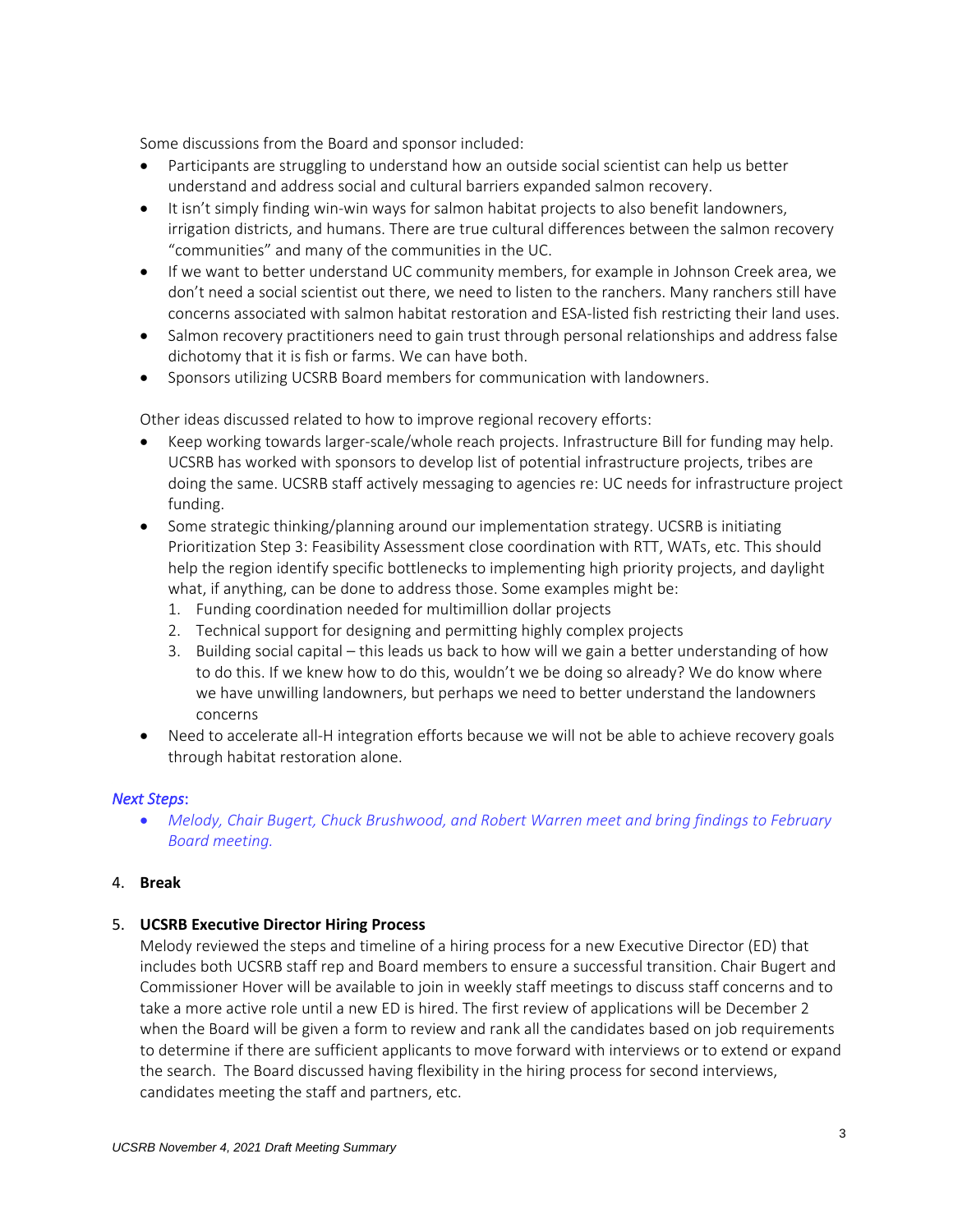Some discussions from the Board and sponsor included:

- Participants are struggling to understand how an outside social scientist can help us better understand and address social and cultural barriers expanded salmon recovery.
- It isn't simply finding win-win ways for salmon habitat projects to also benefit landowners, irrigation districts, and humans. There are true cultural differences between the salmon recovery "communities" and many of the communities in the UC.
- If we want to better understand UC community members, for example in Johnson Creek area, we don't need a social scientist out there, we need to listen to the ranchers. Many ranchers still have concerns associated with salmon habitat restoration and ESA-listed fish restricting their land uses.
- Salmon recovery practitioners need to gain trust through personal relationships and address false dichotomy that it is fish or farms. We can have both.
- Sponsors utilizing UCSRB Board members for communication with landowners.

Other ideas discussed related to how to improve regional recovery efforts:

- Keep working towards larger-scale/whole reach projects. Infrastructure Bill for funding may help. UCSRB has worked with sponsors to develop list of potential infrastructure projects, tribes are doing the same. UCSRB staff actively messaging to agencies re: UC needs for infrastructure project funding.
- Some strategic thinking/planning around our implementation strategy. UCSRB is initiating Prioritization Step 3: Feasibility Assessment close coordination with RTT, WATs, etc. This should help the region identify specific bottlenecks to implementing high priority projects, and daylight what, if anything, can be done to address those. Some examples might be:
  1. Funding coordination needed for multimillion dollar projects
  2. Technical support for designing and permitting highly complex projects
  3. Building social capital – this leads us back to how will we gain a better understanding of how to do this. If we knew how to do this, wouldn't we be doing so already? We do know where we have unwilling landowners, but perhaps we need to better understand the landowners concerns
- Need to accelerate all-H integration efforts because we will not be able to achieve recovery goals through habitat restoration alone.

*Next Steps*:

- *Melody, Chair Bugert, Chuck Brushwood, and Robert Warren meet and bring findings to February Board meeting.*

4. **Break**

5. **UCSRB Executive Director Hiring Process**

Melody reviewed the steps and timeline of a hiring process for a new Executive Director (ED) that includes both UCSRB staff rep and Board members to ensure a successful transition. Chair Bugert and Commissioner Hover will be available to join in weekly staff meetings to discuss staff concerns and to take a more active role until a new ED is hired. The first review of applications will be December 2 when the Board will be given a form to review and rank all the candidates based on job requirements to determine if there are sufficient applicants to move forward with interviews or to extend or expand the search. The Board discussed having flexibility in the hiring process for second interviews, candidates meeting the staff and partners, etc.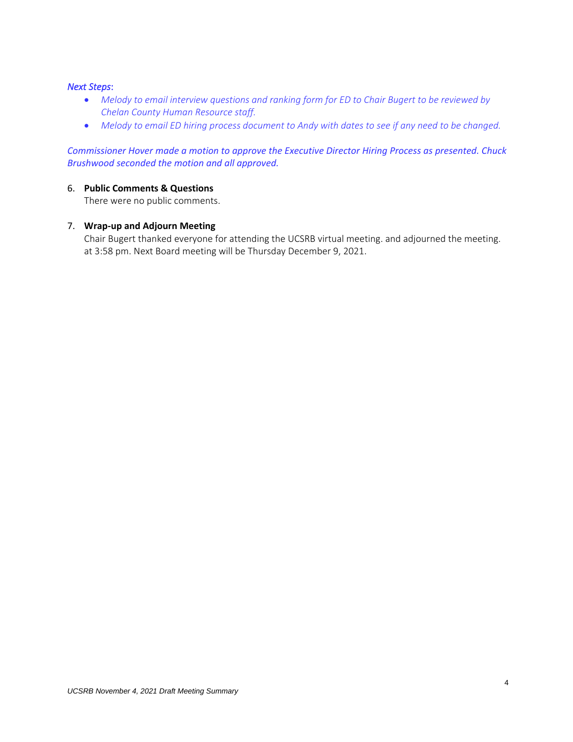*Next Steps*:

- *Melody to email interview questions and ranking form for ED to Chair Bugert to be reviewed by Chelan County Human Resource staff.*
- *Melody to email ED hiring process document to Andy with dates to see if any need to be changed.*

*Commissioner Hover made a motion to approve the Executive Director Hiring Process as presented. Chuck Brushwood seconded the motion and all approved.*

6. **Public Comments & Questions**

   There were no public comments.

7. **Wrap-up and Adjourn Meeting**

   Chair Bugert thanked everyone for attending the UCSRB virtual meeting. and adjourned the meeting. at 3:58 pm. Next Board meeting will be Thursday December 9, 2021.